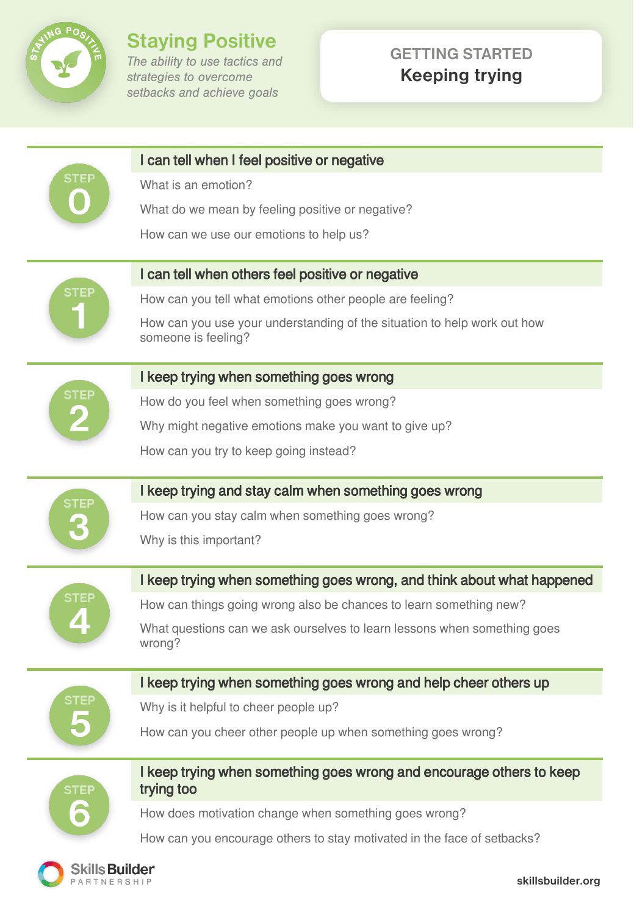# Staying Positive

*The ability to use tactics and strategies to overcome setbacks and achieve goals*

GETTING STARTED

**Keeping trying**

## STEP 0

### I can tell when I feel positive or negative

What is an emotion?

What do we mean by feeling positive or negative?

How can we use our emotions to help us?

## STEP 1

### I can tell when others feel positive or negative

How can you tell what emotions other people are feeling?

How can you use your understanding of the situation to help work out how someone is feeling?

## STEP 2

### I keep trying when something goes wrong

How do you feel when something goes wrong?

Why might negative emotions make you want to give up?

How can you try to keep going instead?

## STEP 3

### I keep trying and stay calm when something goes wrong

How can you stay calm when something goes wrong?

Why is this important?

## STEP 4

### I keep trying when something goes wrong, and think about what happened

How can things going wrong also be chances to learn something new?

What questions can we ask ourselves to learn lessons when something goes wrong?

## STEP 5

### I keep trying when something goes wrong and help cheer others up

Why is it helpful to cheer people up?

How can you cheer other people up when something goes wrong?

## STEP 6

### I keep trying when something goes wrong and encourage others to keep trying too

How does motivation change when something goes wrong?

How can you encourage others to stay motivated in the face of setbacks?

Skills Builder PARTNERSHIP

skillsbuilder.org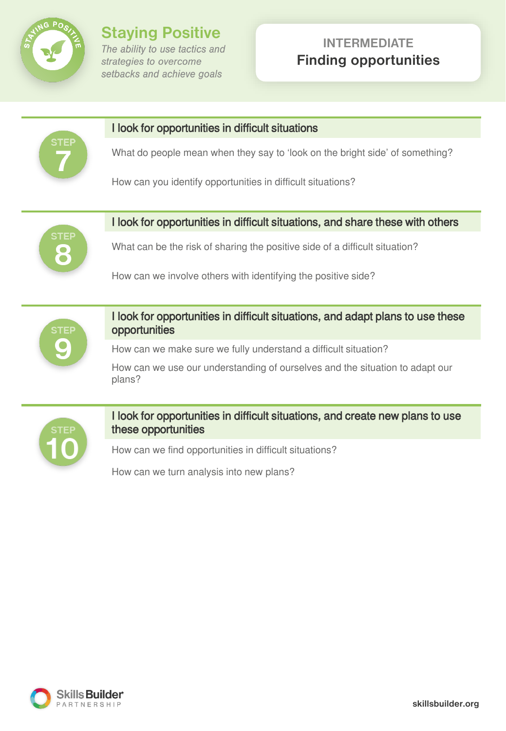# Staying Positive

*The ability to use tactics and strategies to overcome setbacks and achieve goals*

**INTERMEDIATE**
**Finding opportunities**

## STEP 7

### I look for opportunities in difficult situations

What do people mean when they say to 'look on the bright side' of something?

How can you identify opportunities in difficult situations?

## STEP 8

### I look for opportunities in difficult situations, and share these with others

What can be the risk of sharing the positive side of a difficult situation?

How can we involve others with identifying the positive side?

## STEP 9

### I look for opportunities in difficult situations, and adapt plans to use these opportunities

How can we make sure we fully understand a difficult situation?

How can we use our understanding of ourselves and the situation to adapt our plans?

## STEP 10

### I look for opportunities in difficult situations, and create new plans to use these opportunities

How can we find opportunities in difficult situations?

How can we turn analysis into new plans?

Skills Builder PARTNERSHIP

skillsbuilder.org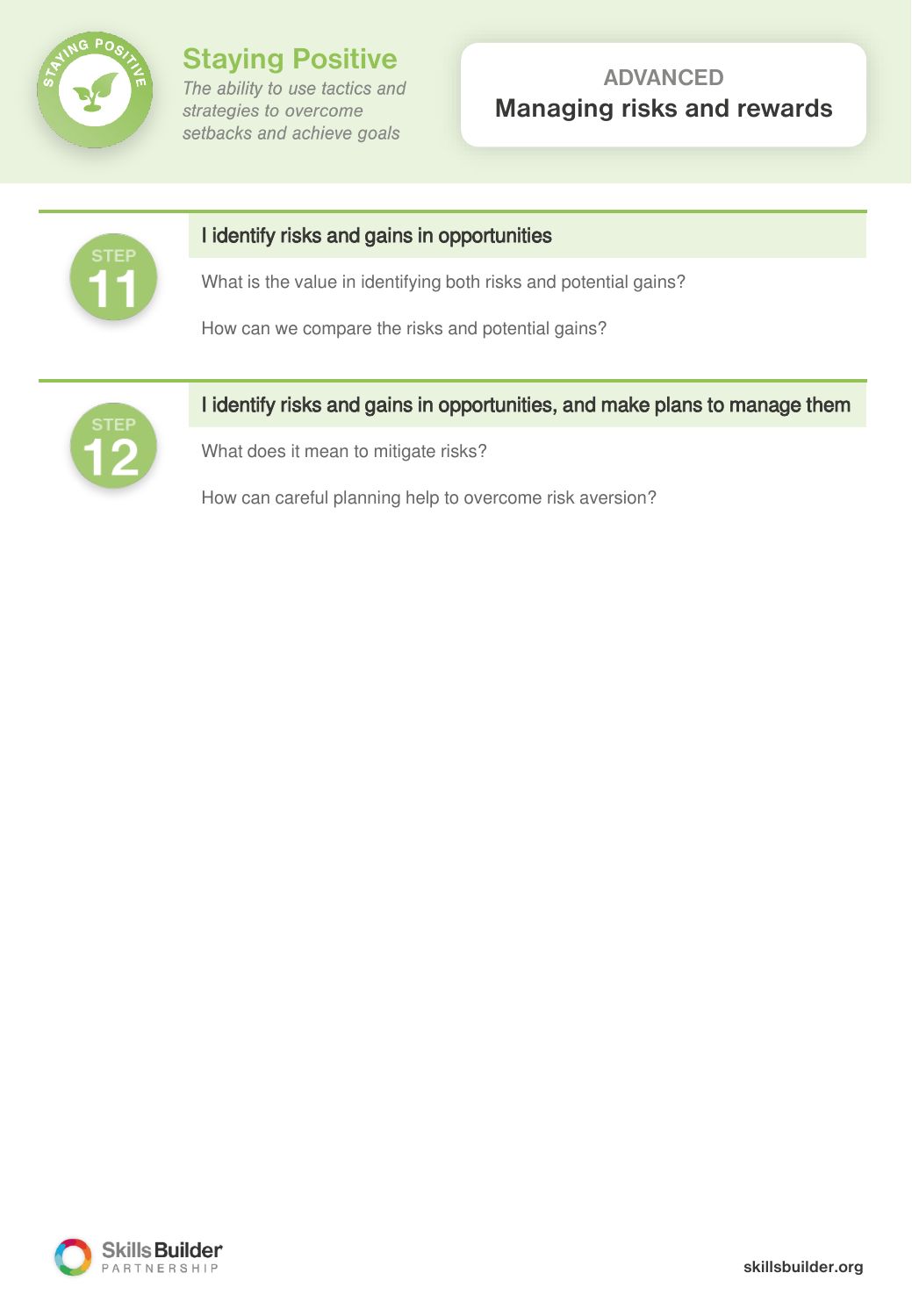# Staying Positive

*The ability to use tactics and strategies to overcome setbacks and achieve goals*

ADVANCED

## Managing risks and rewards

### STEP 11

**I identify risks and gains in opportunities**

What is the value in identifying both risks and potential gains?

How can we compare the risks and potential gains?

### STEP 12

**I identify risks and gains in opportunities, and make plans to manage them**

What does it mean to mitigate risks?

How can careful planning help to overcome risk aversion?

Skills Builder PARTNERSHIP

skillsbuilder.org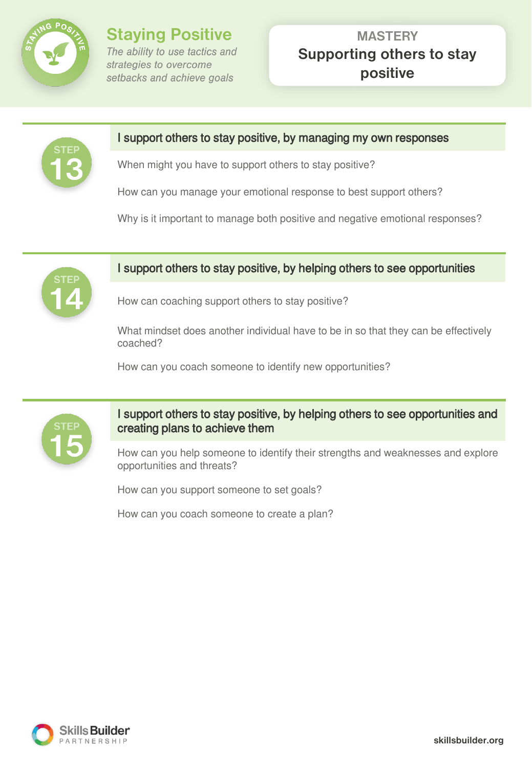# Staying Positive

*The ability to use tactics and strategies to overcome setbacks and achieve goals*

**MASTERY**

**Supporting others to stay positive**

## STEP 13

### I support others to stay positive, by managing my own responses

When might you have to support others to stay positive?

How can you manage your emotional response to best support others?

Why is it important to manage both positive and negative emotional responses?

## STEP 14

### I support others to stay positive, by helping others to see opportunities

How can coaching support others to stay positive?

What mindset does another individual have to be in so that they can be effectively coached?

How can you coach someone to identify new opportunities?

## STEP 15

### I support others to stay positive, by helping others to see opportunities and creating plans to achieve them

How can you help someone to identify their strengths and weaknesses and explore opportunities and threats?

How can you support someone to set goals?

How can you coach someone to create a plan?

Skills Builder PARTNERSHIP

skillsbuilder.org